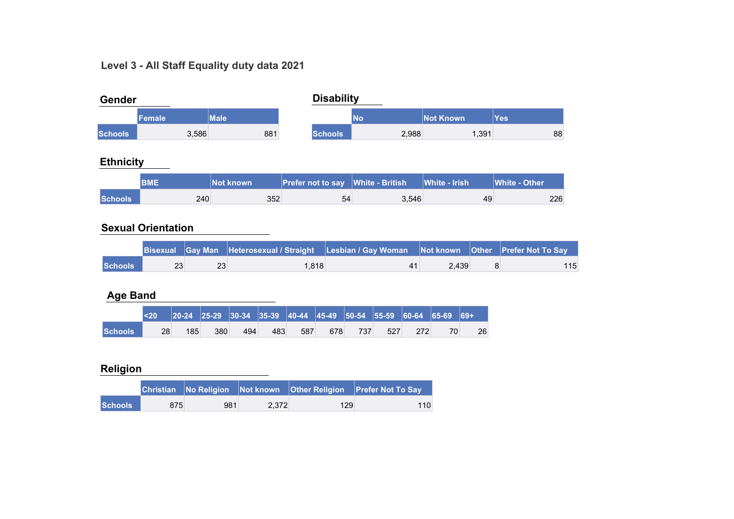# Level 3 - All Staff Equality duty data 2021

## Gender

| | Female | Male |
|---|---|---|
| Schools | 3,586 | 881 |

## Disability

| | No | Not Known | Yes |
|---|---|---|---|
| Schools | 2,988 | 1,391 | 88 |

## Ethnicity

| | BME | Not known | Prefer not to say | White - British | White - Irish | White - Other |
|---|---|---|---|---|---|---|
| Schools | 240 | 352 | 54 | 3,546 | 49 | 226 |

## Sexual Orientation

| | Bisexual | Gay Man | Heterosexual / Straight | Lesbian / Gay Woman | Not known | Other | Prefer Not To Say |
|---|---|---|---|---|---|---|---|
| Schools | 23 | 23 | 1,818 | 41 | 2,439 | 8 | 115 |

## Age Band

| | <20 | 20-24 | 25-29 | 30-34 | 35-39 | 40-44 | 45-49 | 50-54 | 55-59 | 60-64 | 65-69 | 69+ |
|---|---|---|---|---|---|---|---|---|---|---|---|---|
| Schools | 28 | 185 | 380 | 494 | 483 | 587 | 678 | 737 | 527 | 272 | 70 | 26 |

## Religion

| | Christian | No Religion | Not known | Other Religion | Prefer Not To Say |
|---|---|---|---|---|---|
| Schools | 875 | 981 | 2,372 | 129 | 110 |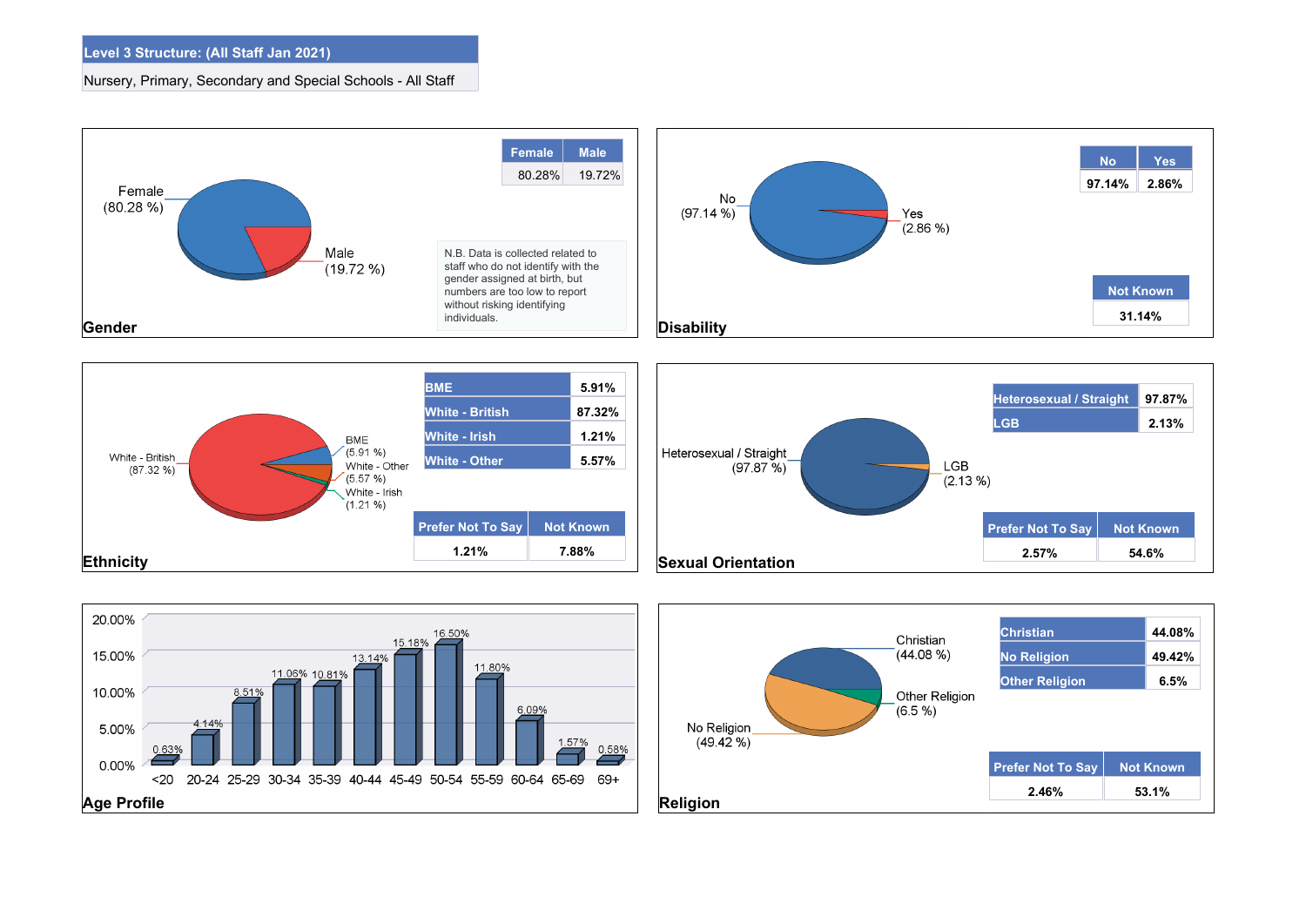**Level 3 Structure: (All Staff Jan 2021)**

Nursery, Primary, Secondary and Special Schools - All Staff

## Gender

| Female | Male |
|---|---|
| 80.28% | 19.72% |

Female (80.28 %)

Male (19.72 %)

N.B. Data is collected related to staff who do not identify with the gender assigned at birth, but numbers are too low to report without risking identifying individuals.

## Disability

| No | Yes |
|---|---|
| 97.14% | 2.86% |

| Not Known |
|---|
| 31.14% |

No (97.14 %)

Yes (2.86 %)

## Ethnicity

| | |
|---|---|
| BME | 5.91% |
| White - British | 87.32% |
| White - Irish | 1.21% |
| White - Other | 5.57% |

| Prefer Not To Say | Not Known |
|---|---|
| 1.21% | 7.88% |

White - British (87.32 %)

BME (5.91 %)

White - Other (5.57 %)

White - Irish (1.21 %)

## Sexual Orientation

| | |
|---|---|
| Heterosexual / Straight | 97.87% |
| LGB | 2.13% |

| Prefer Not To Say | Not Known |
|---|---|
| 2.57% | 54.6% |

Heterosexual / Straight (97.87 %)

LGB (2.13 %)

## Age Profile

20.00%
15.00%
10.00%
5.00%
0.00%

<20: 0.63%
20-24: 4.14%
25-29: 8.51%
30-34: 11.06%
35-39: 10.81%
40-44: 13.14%
45-49: 15.18%
50-54: 16.50%
55-59: 11.80%
60-64: 6.09%
65-69: 1.57%
69+: 0.58%

## Religion

| | |
|---|---|
| Christian | 44.08% |
| No Religion | 49.42% |
| Other Religion | 6.5% |

| Prefer Not To Say | Not Known |
|---|---|
| 2.46% | 53.1% |

Christian (44.08 %)

Other Religion (6.5 %)

No Religion (49.42 %)